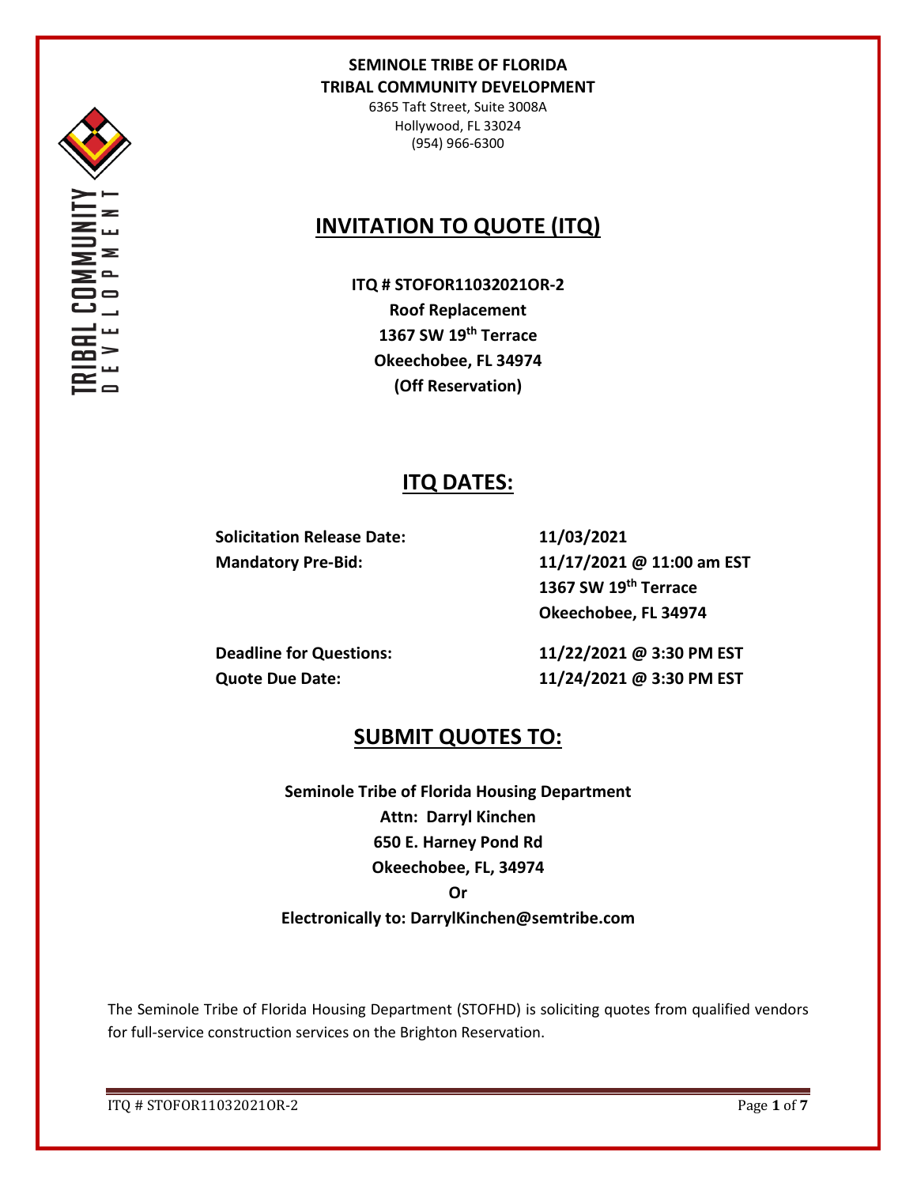**SEMINOLE TRIBE OF FLORIDA**
**TRIBAL COMMUNITY DEVELOPMENT**
6365 Taft Street, Suite 3008A
Hollywood, FL 33024
(954) 966-6300

# INVITATION TO QUOTE (ITQ)

**ITQ # STOFOR11032021OR-2**
**Roof Replacement**
**1367 SW 19th Terrace**
**Okeechobee, FL 34974**
**(Off Reservation)**

## ITQ DATES:

| | |
|---|---|
| **Solicitation Release Date:** | **11/03/2021** |
| **Mandatory Pre-Bid:** | **11/17/2021 @ 11:00 am EST**<br>**1367 SW 19th Terrace**<br>**Okeechobee, FL 34974** |
| **Deadline for Questions:** | **11/22/2021 @ 3:30 PM EST** |
| **Quote Due Date:** | **11/24/2021 @ 3:30 PM EST** |

## SUBMIT QUOTES TO:

**Seminole Tribe of Florida Housing Department**
**Attn: Darryl Kinchen**
**650 E. Harney Pond Rd**
**Okeechobee, FL, 34974**
**Or**
**Electronically to: DarrylKinchen@semtribe.com**

The Seminole Tribe of Florida Housing Department (STOFHD) is soliciting quotes from qualified vendors for full-service construction services on the Brighton Reservation.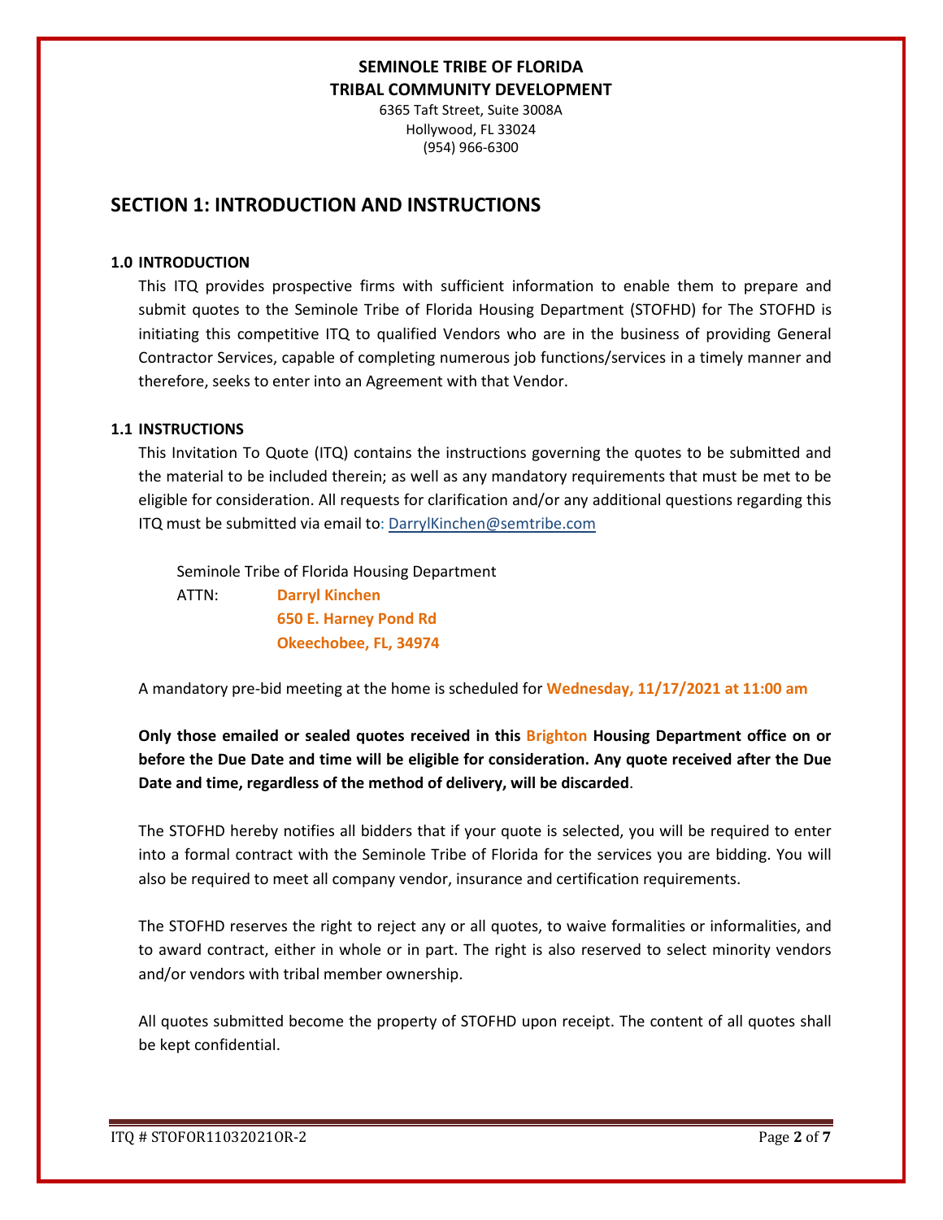**SEMINOLE TRIBE OF FLORIDA**
**TRIBAL COMMUNITY DEVELOPMENT**
6365 Taft Street, Suite 3008A
Hollywood, FL 33024
(954) 966-6300

## SECTION 1: INTRODUCTION AND INSTRUCTIONS

### 1.0 INTRODUCTION

This ITQ provides prospective firms with sufficient information to enable them to prepare and submit quotes to the Seminole Tribe of Florida Housing Department (STOFHD) for The STOFHD is initiating this competitive ITQ to qualified Vendors who are in the business of providing General Contractor Services, capable of completing numerous job functions/services in a timely manner and therefore, seeks to enter into an Agreement with that Vendor.

### 1.1 INSTRUCTIONS

This Invitation To Quote (ITQ) contains the instructions governing the quotes to be submitted and the material to be included therein; as well as any mandatory requirements that must be met to be eligible for consideration. All requests for clarification and/or any additional questions regarding this ITQ must be submitted via email to: DarrylKinchen@semtribe.com

Seminole Tribe of Florida Housing Department
ATTN: **Darryl Kinchen**
**650 E. Harney Pond Rd**
**Okeechobee, FL, 34974**

A mandatory pre-bid meeting at the home is scheduled for **Wednesday, 11/17/2021 at 11:00 am**

**Only those emailed or sealed quotes received in this Brighton Housing Department office on or before the Due Date and time will be eligible for consideration. Any quote received after the Due Date and time, regardless of the method of delivery, will be discarded**.

The STOFHD hereby notifies all bidders that if your quote is selected, you will be required to enter into a formal contract with the Seminole Tribe of Florida for the services you are bidding. You will also be required to meet all company vendor, insurance and certification requirements.

The STOFHD reserves the right to reject any or all quotes, to waive formalities or informalities, and to award contract, either in whole or in part. The right is also reserved to select minority vendors and/or vendors with tribal member ownership.

All quotes submitted become the property of STOFHD upon receipt. The content of all quotes shall be kept confidential.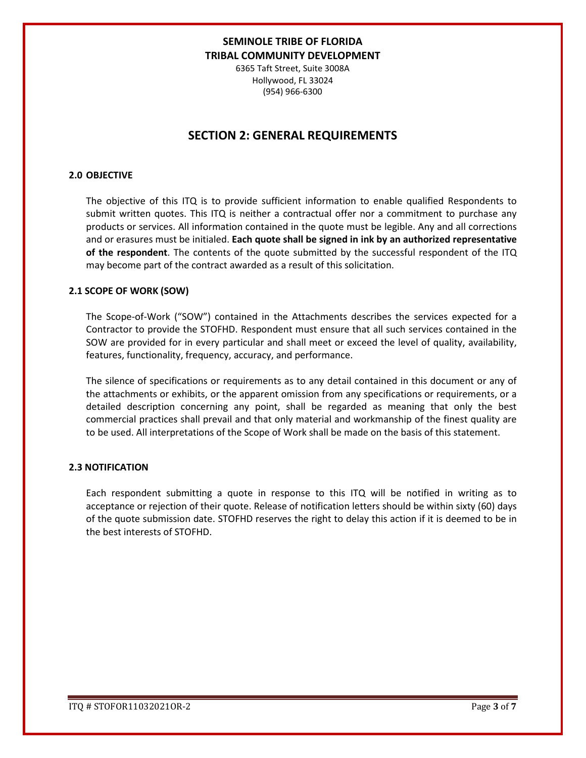**SEMINOLE TRIBE OF FLORIDA**
**TRIBAL COMMUNITY DEVELOPMENT**
6365 Taft Street, Suite 3008A
Hollywood, FL 33024
(954) 966-6300

# SECTION 2: GENERAL REQUIREMENTS

### 2.0 OBJECTIVE

The objective of this ITQ is to provide sufficient information to enable qualified Respondents to submit written quotes. This ITQ is neither a contractual offer nor a commitment to purchase any products or services. All information contained in the quote must be legible. Any and all corrections and or erasures must be initialed. **Each quote shall be signed in ink by an authorized representative of the respondent**. The contents of the quote submitted by the successful respondent of the ITQ may become part of the contract awarded as a result of this solicitation.

### 2.1 SCOPE OF WORK (SOW)

The Scope-of-Work ("SOW") contained in the Attachments describes the services expected for a Contractor to provide the STOFHD. Respondent must ensure that all such services contained in the SOW are provided for in every particular and shall meet or exceed the level of quality, availability, features, functionality, frequency, accuracy, and performance.

The silence of specifications or requirements as to any detail contained in this document or any of the attachments or exhibits, or the apparent omission from any specifications or requirements, or a detailed description concerning any point, shall be regarded as meaning that only the best commercial practices shall prevail and that only material and workmanship of the finest quality are to be used. All interpretations of the Scope of Work shall be made on the basis of this statement.

### 2.3 NOTIFICATION

Each respondent submitting a quote in response to this ITQ will be notified in writing as to acceptance or rejection of their quote. Release of notification letters should be within sixty (60) days of the quote submission date. STOFHD reserves the right to delay this action if it is deemed to be in the best interests of STOFHD.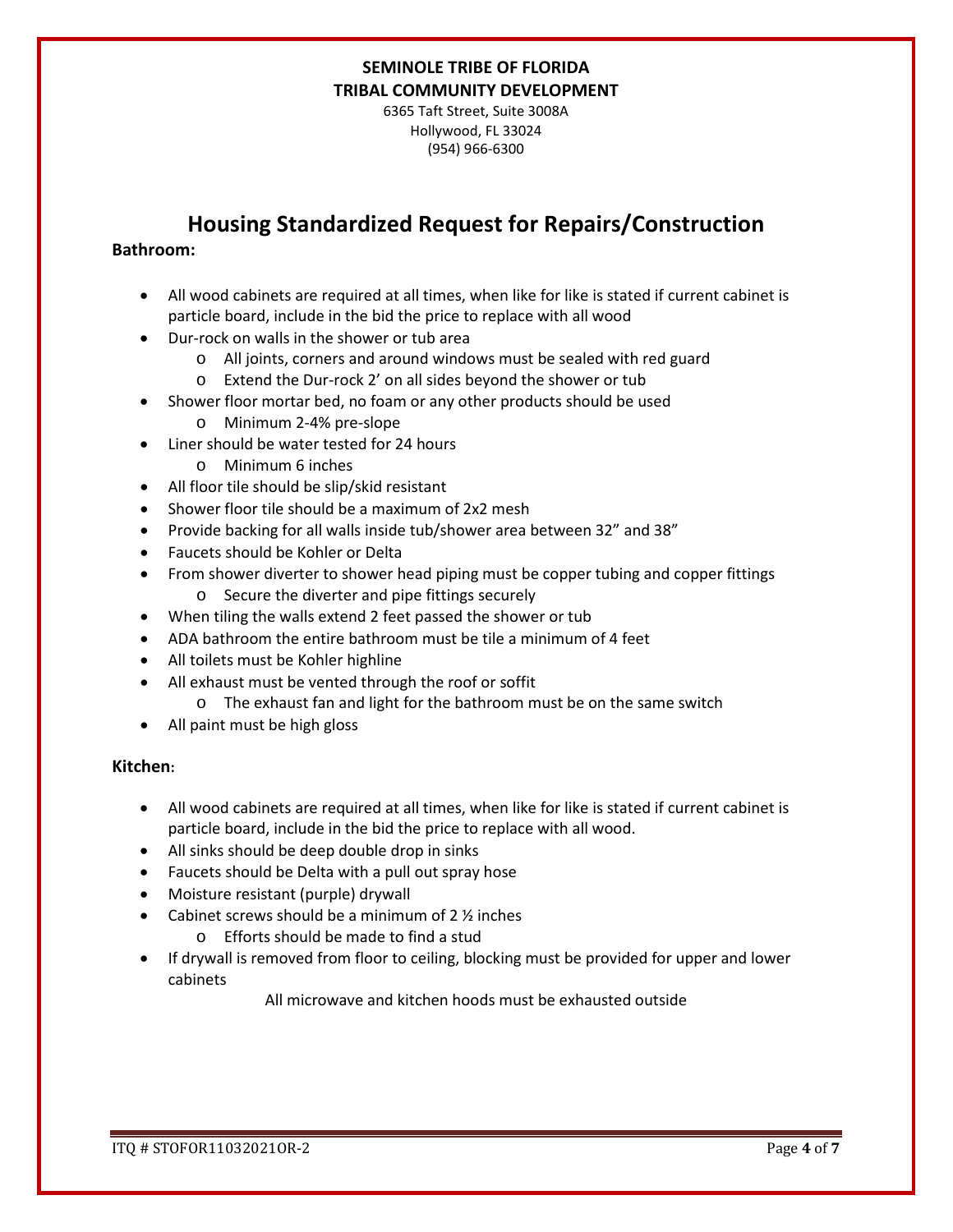**SEMINOLE TRIBE OF FLORIDA**
**TRIBAL COMMUNITY DEVELOPMENT**
6365 Taft Street, Suite 3008A
Hollywood, FL 33024
(954) 966-6300

# Housing Standardized Request for Repairs/Construction

**Bathroom:**

- All wood cabinets are required at all times, when like for like is stated if current cabinet is particle board, include in the bid the price to replace with all wood
- Dur-rock on walls in the shower or tub area
  - All joints, corners and around windows must be sealed with red guard
  - Extend the Dur-rock 2' on all sides beyond the shower or tub
- Shower floor mortar bed, no foam or any other products should be used
  - Minimum 2-4% pre-slope
- Liner should be water tested for 24 hours
  - Minimum 6 inches
- All floor tile should be slip/skid resistant
- Shower floor tile should be a maximum of 2x2 mesh
- Provide backing for all walls inside tub/shower area between 32" and 38"
- Faucets should be Kohler or Delta
- From shower diverter to shower head piping must be copper tubing and copper fittings
  - Secure the diverter and pipe fittings securely
- When tiling the walls extend 2 feet passed the shower or tub
- ADA bathroom the entire bathroom must be tile a minimum of 4 feet
- All toilets must be Kohler highline
- All exhaust must be vented through the roof or soffit
  - The exhaust fan and light for the bathroom must be on the same switch
- All paint must be high gloss

**Kitchen:**

- All wood cabinets are required at all times, when like for like is stated if current cabinet is particle board, include in the bid the price to replace with all wood.
- All sinks should be deep double drop in sinks
- Faucets should be Delta with a pull out spray hose
- Moisture resistant (purple) drywall
- Cabinet screws should be a minimum of 2 ½ inches
  - Efforts should be made to find a stud
- If drywall is removed from floor to ceiling, blocking must be provided for upper and lower cabinets

All microwave and kitchen hoods must be exhausted outside

ITQ # STOFOR11032021OR-2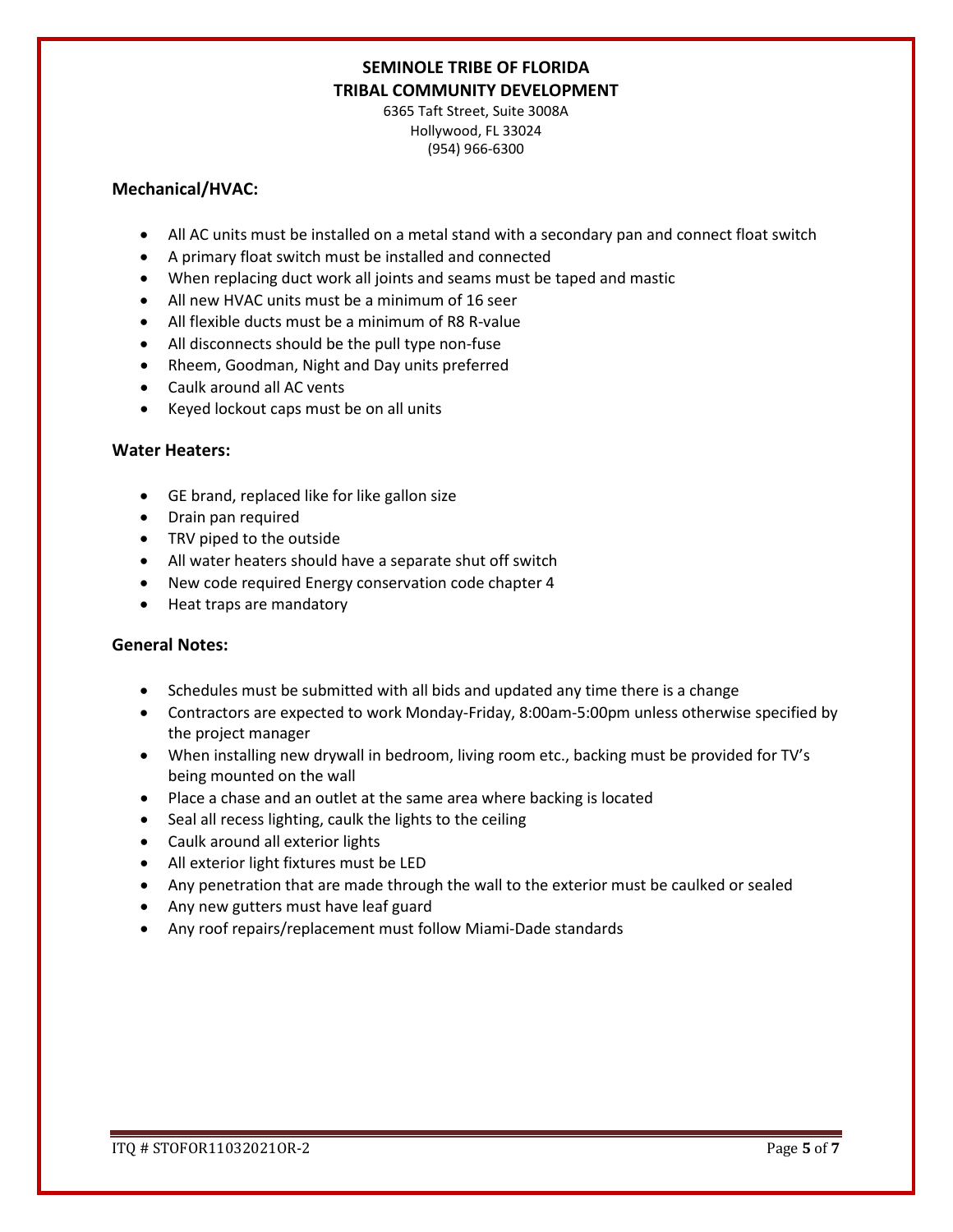**SEMINOLE TRIBE OF FLORIDA**
**TRIBAL COMMUNITY DEVELOPMENT**
6365 Taft Street, Suite 3008A
Hollywood, FL 33024
(954) 966-6300

### Mechanical/HVAC:

- All AC units must be installed on a metal stand with a secondary pan and connect float switch
- A primary float switch must be installed and connected
- When replacing duct work all joints and seams must be taped and mastic
- All new HVAC units must be a minimum of 16 seer
- All flexible ducts must be a minimum of R8 R-value
- All disconnects should be the pull type non-fuse
- Rheem, Goodman, Night and Day units preferred
- Caulk around all AC vents
- Keyed lockout caps must be on all units

### Water Heaters:

- GE brand, replaced like for like gallon size
- Drain pan required
- TRV piped to the outside
- All water heaters should have a separate shut off switch
- New code required Energy conservation code chapter 4
- Heat traps are mandatory

### General Notes:

- Schedules must be submitted with all bids and updated any time there is a change
- Contractors are expected to work Monday-Friday, 8:00am-5:00pm unless otherwise specified by the project manager
- When installing new drywall in bedroom, living room etc., backing must be provided for TV's being mounted on the wall
- Place a chase and an outlet at the same area where backing is located
- Seal all recess lighting, caulk the lights to the ceiling
- Caulk around all exterior lights
- All exterior light fixtures must be LED
- Any penetration that are made through the wall to the exterior must be caulked or sealed
- Any new gutters must have leaf guard
- Any roof repairs/replacement must follow Miami-Dade standards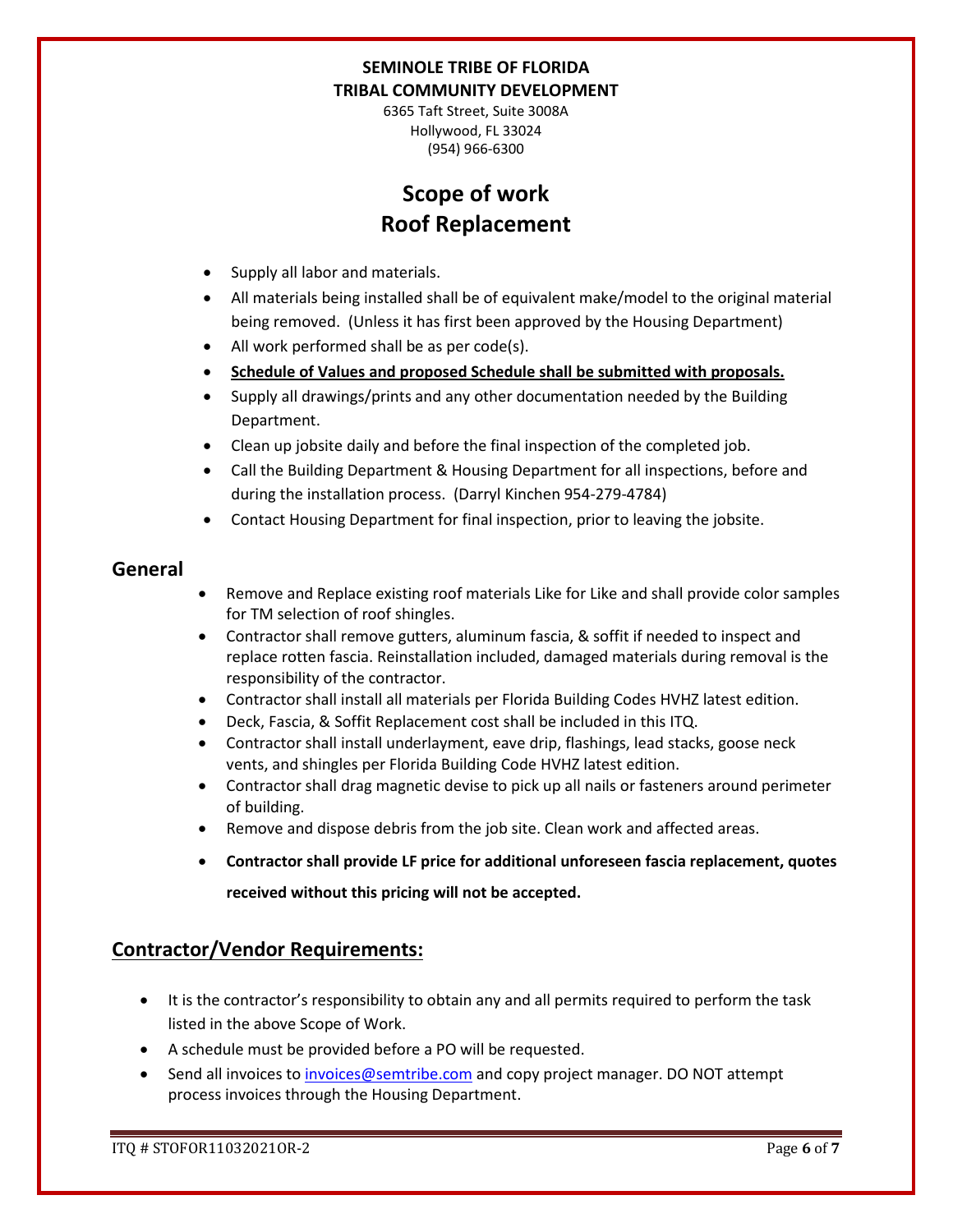**SEMINOLE TRIBE OF FLORIDA**
**TRIBAL COMMUNITY DEVELOPMENT**

6365 Taft Street, Suite 3008A
Hollywood, FL 33024
(954) 966-6300

# Scope of work
# Roof Replacement

- Supply all labor and materials.
- All materials being installed shall be of equivalent make/model to the original material being removed. (Unless it has first been approved by the Housing Department)
- All work performed shall be as per code(s).
- **Schedule of Values and proposed Schedule shall be submitted with proposals.**
- Supply all drawings/prints and any other documentation needed by the Building Department.
- Clean up jobsite daily and before the final inspection of the completed job.
- Call the Building Department & Housing Department for all inspections, before and during the installation process. (Darryl Kinchen 954-279-4784)
- Contact Housing Department for final inspection, prior to leaving the jobsite.

## General

- Remove and Replace existing roof materials Like for Like and shall provide color samples for TM selection of roof shingles.
- Contractor shall remove gutters, aluminum fascia, & soffit if needed to inspect and replace rotten fascia. Reinstallation included, damaged materials during removal is the responsibility of the contractor.
- Contractor shall install all materials per Florida Building Codes HVHZ latest edition.
- Deck, Fascia, & Soffit Replacement cost shall be included in this ITQ.
- Contractor shall install underlayment, eave drip, flashings, lead stacks, goose neck vents, and shingles per Florida Building Code HVHZ latest edition.
- Contractor shall drag magnetic devise to pick up all nails or fasteners around perimeter of building.
- Remove and dispose debris from the job site. Clean work and affected areas.
- **Contractor shall provide LF price for additional unforeseen fascia replacement, quotes received without this pricing will not be accepted.**

## Contractor/Vendor Requirements:

- It is the contractor's responsibility to obtain any and all permits required to perform the task listed in the above Scope of Work.
- A schedule must be provided before a PO will be requested.
- Send all invoices to invoices@semtribe.com and copy project manager. DO NOT attempt process invoices through the Housing Department.

ITQ # STOFOR11032021OR-2